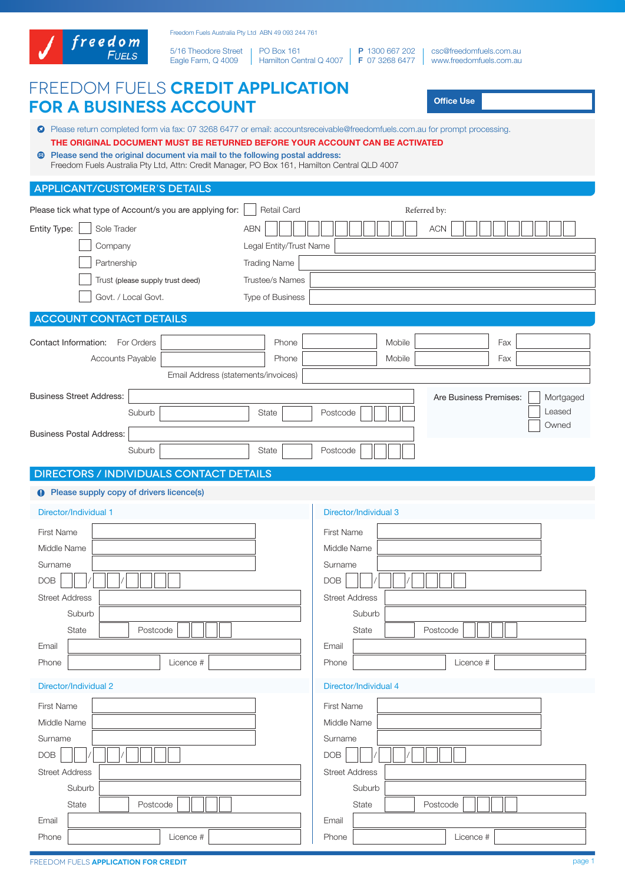freedom FUELS

Freedom Fuels Australia Pty Ltd ABN 49 093 244 761

5/16 Theodore Street
Eagle Farm, Q 4009

PO Box 161
Hamilton Central Q 4007

P 1300 667 202
F 07 3268 6477

csc@freedomfuels.com.au
www.freedomfuels.com.au

# FREEDOM FUELS **CREDIT APPLICATION FOR A BUSINESS ACCOUNT**

**Office Use**

Please return completed form via fax: 07 3268 6477 or email: accountsreceivable@freedomfuels.com.au for prompt processing.

**THE ORIGINAL DOCUMENT MUST BE RETURNED BEFORE YOUR ACCOUNT CAN BE ACTIVATED**

**Please send the original document via mail to the following postal address:**
Freedom Fuels Australia Pty Ltd, Attn: Credit Manager, PO Box 161, Hamilton Central QLD 4007

## APPLICANT/CUSTOMER'S DETAILS

Please tick what type of Account/s you are applying for: ☐ Retail Card

Referred by:

Entity Type:
- ☐ Sole Trader
- ☐ Company
- ☐ Partnership
- ☐ Trust (please supply trust deed)
- ☐ Govt. / Local Govt.

ABN | ACN

Legal Entity/Trust Name

Trading Name

Trustee/s Names

Type of Business

## ACCOUNT CONTACT DETAILS

Contact Information:

| | | Phone | Mobile | Fax |
|---|---|---|---|---|
| For Orders | | | | |
| Accounts Payable | | | | |

Email Address (statements/invoices)

Business Street Address:

Suburb | State | Postcode

Are Business Premises: ☐ Mortgaged ☐ Leased ☐ Owned

Business Postal Address:

Suburb | State | Postcode

## DIRECTORS / INDIVIDUALS CONTACT DETAILS

**Please supply copy of drivers licence(s)**

### Director/Individual 1

First Name

Middle Name

Surname

DOB ☐☐/☐☐/☐☐☐☐

Street Address

Suburb

State | Postcode

Email

Phone | Licence #

### Director/Individual 2

First Name

Middle Name

Surname

DOB ☐☐/☐☐/☐☐☐☐

Street Address

Suburb

State | Postcode

Email

Phone | Licence #

### Director/Individual 3

First Name

Middle Name

Surname

DOB ☐☐/☐☐/☐☐☐☐

Street Address

Suburb

State | Postcode

Email

Phone | Licence #

### Director/Individual 4

First Name

Middle Name

Surname

DOB ☐☐/☐☐/☐☐☐☐

Street Address

Suburb

State | Postcode

Email

Phone | Licence #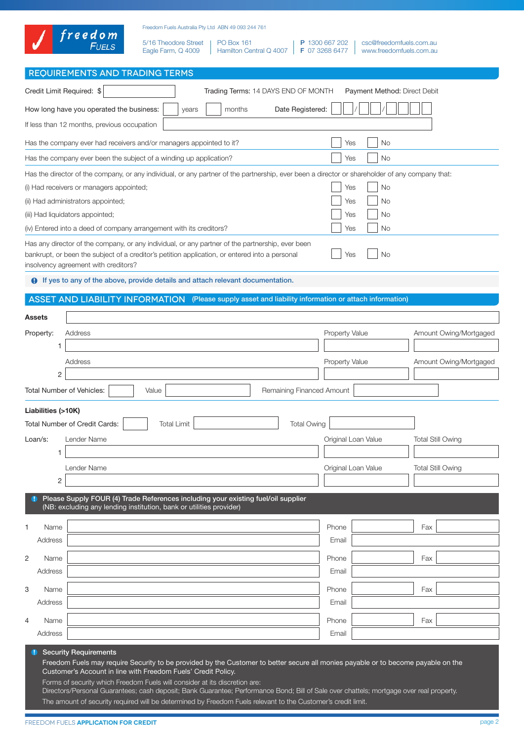freedom FUELS

Freedom Fuels Australia Pty Ltd ABN 49 093 244 761

5/16 Theodore Street
Eagle Farm, Q 4009

PO Box 161
Hamilton Central Q 4007

**P** 1300 667 202
**F** 07 3268 6477

csc@freedomfuels.com.au
www.freedomfuels.com.au

## REQUIREMENTS AND TRADING TERMS

Credit Limit Required: $ ____________ Trading Terms: 14 DAYS END OF MONTH Payment Method: Direct Debit

How long have you operated the business: ____ years ____ months Date Registered: __ __ / __ __ / __ __ __ __

If less than 12 months, previous occupation ____________

| | | |
|---|---|---|
| Has the company ever had receivers and/or managers appointed to it? | ☐ Yes | ☐ No |
| Has the company ever been the subject of a winding up application? | ☐ Yes | ☐ No |

Has the director of the company, or any individual, or any partner of the partnership, ever been a director or shareholder of any company that:

| | | |
|---|---|---|
| (i) Had receivers or managers appointed; | ☐ Yes | ☐ No |
| (ii) Had administrators appointed; | ☐ Yes | ☐ No |
| (iii) Had liquidators appointed; | ☐ Yes | ☐ No |
| (iv) Entered into a deed of company arrangement with its creditors? | ☐ Yes | ☐ No |
| Has any director of the company, or any individual, or any partner of the partnership, ever been bankrupt, or been the subject of a creditor's petition application, or entered into a personal insolvency agreement with creditors? | ☐ Yes | ☐ No |

**If yes to any of the above, provide details and attach relevant documentation.**

## ASSET AND LIABILITY INFORMATION (Please supply asset and liability information or attach information)

**Assets** ____________

| Property: | Address | Property Value | Amount Owing/Mortgaged |
|---|---|---|---|
| 1 | | | |
| 2 | | | |

Total Number of Vehicles: ____ Value ____________ Remaining Financed Amount ____________

**Liabilities (>10K)**

Total Number of Credit Cards: ____ Total Limit ____________ Total Owing ____________

| Loan/s: | Lender Name | Original Loan Value | Total Still Owing |
|---|---|---|---|
| 1 | | | |
| 2 | | | |

**Please Supply FOUR (4) Trade References including your existing fuel/oil supplier**
(NB: excluding any lending institution, bank or utilities provider)

| | Name | Phone | Fax |
|---|---|---|---|
| 1 | | | |
| | Address | Email | |
| 2 | | | |
| | Address | Email | |
| 3 | | | |
| | Address | Email | |
| 4 | | | |
| | Address | Email | |

**Security Requirements**

Freedom Fuels may require Security to be provided by the Customer to better secure all monies payable or to become payable on the Customer's Account in line with Freedom Fuels' Credit Policy.

Forms of security which Freedom Fuels will consider at its discretion are:
Directors/Personal Guarantees; cash deposit; Bank Guarantee; Performance Bond; Bill of Sale over chattels; mortgage over real property.

The amount of security required will be determined by Freedom Fuels relevant to the Customer's credit limit.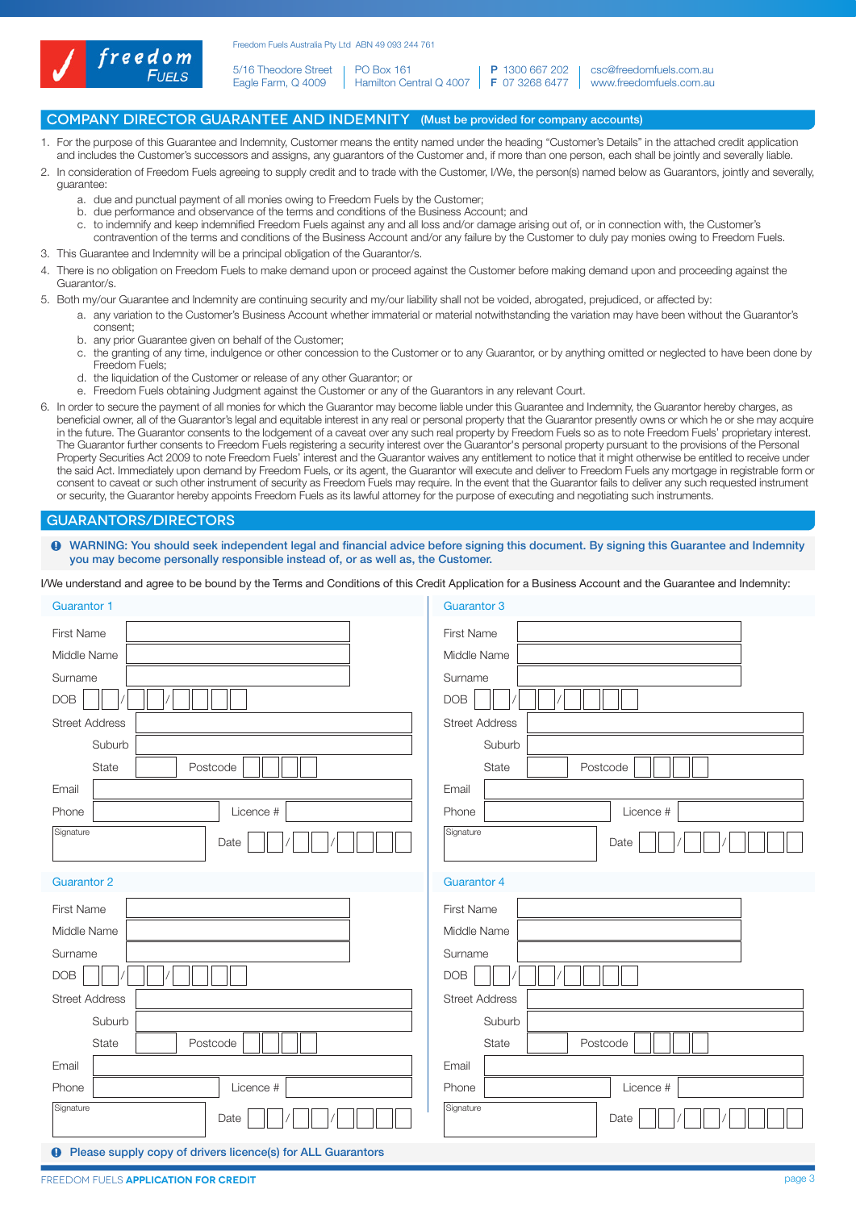Freedom Fuels Australia Pty Ltd ABN 49 093 244 761

5/16 Theodore Street
Eagle Farm, Q 4009

PO Box 161
Hamilton Central Q 4007

P 1300 667 202
F 07 3268 6477

csc@freedomfuels.com.au
www.freedomfuels.com.au

## COMPANY DIRECTOR GUARANTEE AND INDEMNITY (Must be provided for company accounts)

1. For the purpose of this Guarantee and Indemnity, Customer means the entity named under the heading "Customer's Details" in the attached credit application and includes the Customer's successors and assigns, any guarantors of the Customer and, if more than one person, each shall be jointly and severally liable.
2. In consideration of Freedom Fuels agreeing to supply credit and to trade with the Customer, I/We, the person(s) named below as Guarantors, jointly and severally, guarantee:
   a. due and punctual payment of all monies owing to Freedom Fuels by the Customer;
   b. due performance and observance of the terms and conditions of the Business Account; and
   c. to indemnify and keep indemnified Freedom Fuels against any and all loss and/or damage arising out of, or in connection with, the Customer's contravention of the terms and conditions of the Business Account and/or any failure by the Customer to duly pay monies owing to Freedom Fuels.
3. This Guarantee and Indemnity will be a principal obligation of the Guarantor/s.
4. There is no obligation on Freedom Fuels to make demand upon or proceed against the Customer before making demand upon and proceeding against the Guarantor/s.
5. Both my/our Guarantee and Indemnity are continuing security and my/our liability shall not be voided, abrogated, prejudiced, or affected by:
   a. any variation to the Customer's Business Account whether immaterial or material notwithstanding the variation may have been without the Guarantor's consent;
   b. any prior Guarantee given on behalf of the Customer;
   c. the granting of any time, indulgence or other concession to the Customer or to any Guarantor, or by anything omitted or neglected to have been done by Freedom Fuels;
   d. the liquidation of the Customer or release of any other Guarantor; or
   e. Freedom Fuels obtaining Judgment against the Customer or any of the Guarantors in any relevant Court.
6. In order to secure the payment of all monies for which the Guarantor may become liable under this Guarantee and Indemnity, the Guarantor hereby charges, as beneficial owner, all of the Guarantor's legal and equitable interest in any real or personal property that the Guarantor presently owns or which he or she may acquire in the future. The Guarantor consents to the lodgement of a caveat over any such real property by Freedom Fuels so as to note Freedom Fuels' proprietary interest. The Guarantor further consents to Freedom Fuels registering a security interest over the Guarantor's personal property pursuant to the provisions of the Personal Property Securities Act 2009 to note Freedom Fuels' interest and the Guarantor waives any entitlement to notice that it might otherwise be entitled to receive under the said Act. Immediately upon demand by Freedom Fuels, or its agent, the Guarantor will execute and deliver to Freedom Fuels any mortgage in registrable form or consent to caveat or such other instrument of security as Freedom Fuels may require. In the event that the Guarantor fails to deliver any such requested instrument or security, the Guarantor hereby appoints Freedom Fuels as its lawful attorney for the purpose of executing and negotiating such instruments.

## GUARANTORS/DIRECTORS

**WARNING: You should seek independent legal and financial advice before signing this document. By signing this Guarantee and Indemnity you may become personally responsible instead of, or as well as, the Customer.**

I/We understand and agree to be bound by the Terms and Conditions of this Credit Application for a Business Account and the Guarantee and Indemnity:

### Guarantor 1

First Name
Middle Name
Surname
DOB __ / __ / ____
Street Address
Suburb
State Postcode
Email
Phone Licence #
Signature Date __ / __ / ____

### Guarantor 2

First Name
Middle Name
Surname
DOB __ / __ / ____
Street Address
Suburb
State Postcode
Email
Phone Licence #
Signature Date __ / __ / ____

### Guarantor 3

First Name
Middle Name
Surname
DOB __ / __ / ____
Street Address
Suburb
State Postcode
Email
Phone Licence #
Signature Date __ / __ / ____

### Guarantor 4

First Name
Middle Name
Surname
DOB __ / __ / ____
Street Address
Suburb
State Postcode
Email
Phone Licence #
Signature Date __ / __ / ____

**Please supply copy of drivers licence(s) for ALL Guarantors**

FREEDOM FUELS **APPLICATION FOR CREDIT**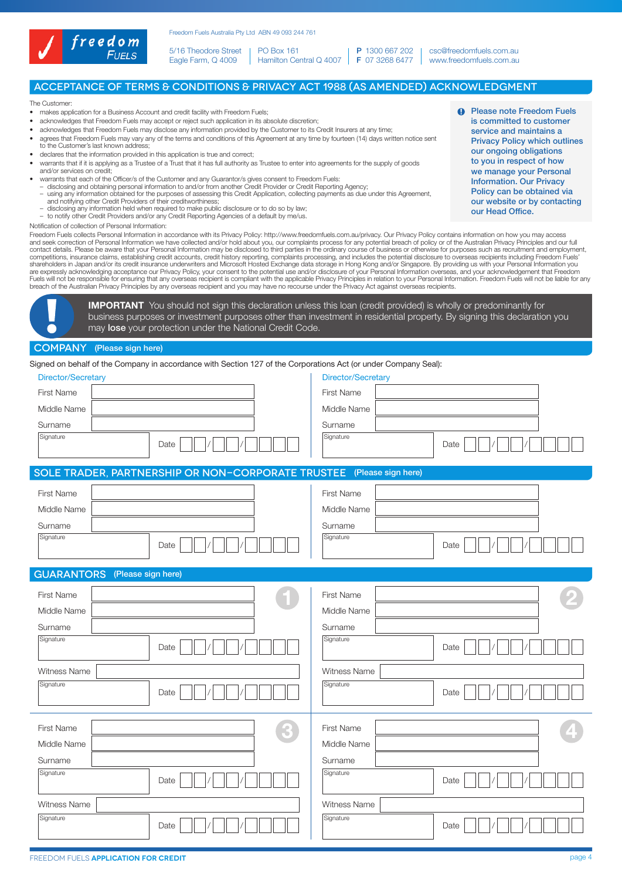Freedom Fuels Australia Pty Ltd ABN 49 093 244 761

5/16 Theodore Street
Eagle Farm, Q 4009

PO Box 161
Hamilton Central Q 4007

**P** 1300 667 202
**F** 07 3268 6477

csc@freedomfuels.com.au
www.freedomfuels.com.au

## ACCEPTANCE OF TERMS & CONDITIONS & PRIVACY ACT 1988 (AS AMENDED) ACKNOWLEDGMENT

The Customer:

- makes application for a Business Account and credit facility with Freedom Fuels;
- acknowledges that Freedom Fuels may accept or reject such application in its absolute discretion;
- acknowledges that Freedom Fuels may disclose any information provided by the Customer to its Credit Insurers at any time;
- agrees that Freedom Fuels may vary any of the terms and conditions of this Agreement at any time by fourteen (14) days written notice sent to the Customer's last known address;
- declares that the information provided in this application is true and correct;
- warrants that if it is applying as a Trustee of a Trust that it has full authority as Trustee to enter into agreements for the supply of goods and/or services on credit;
- warrants that each of the Officer/s of the Customer and any Guarantor/s gives consent to Freedom Fuels:
  - disclosing and obtaining personal information to and/or from another Credit Provider or Credit Reporting Agency;
  - using any information obtained for the purposes of assessing this Credit Application, collecting payments as due under this Agreement, and notifying other Credit Providers of their creditworthiness;
  - disclosing any information held when required to make public disclosure or to do so by law;
  - to notify other Credit Providers and/or any Credit Reporting Agencies of a default by me/us.

Please note Freedom Fuels is committed to customer service and maintains a Privacy Policy which outlines our ongoing obligations to you in respect of how we manage your Personal Information. Our Privacy Policy can be obtained via our website or by contacting our Head Office.

Notification of collection of Personal Information:

Freedom Fuels collects Personal Information in accordance with its Privacy Policy: http://www.freedomfuels.com.au/privacy. Our Privacy Policy contains information on how you may access and seek correction of Personal Information we have collected and/or hold about you, our complaints process for any potential breach of policy or of the Australian Privacy Principles and our full contact details. Please be aware that your Personal Information may be disclosed to third parties in the ordinary course of business or otherwise for purposes such as recruitment and employment, competitions, insurance claims, establishing credit accounts, credit history reporting, complaints processing, and includes the potential disclosure to overseas recipients including Freedom Fuels' shareholders in Japan and/or its credit insurance underwriters and Microsoft Hosted Exchange data storage in Hong Kong and/or Singapore. By providing us with your Personal Information you are expressly acknowledging acceptance our Privacy Policy, your consent to the potential use and/or disclosure of your Personal Information overseas, and your acknowledgement that Freedom Fuels will not be responsible for ensuring that any overseas recipient is compliant with the applicable Privacy Principles in relation to your Personal Information. Freedom Fuels will not be liable for any breach of the Australian Privacy Principles by any overseas recipient and you may have no recourse under the Privacy Act against overseas recipients.

**IMPORTANT** You should not sign this declaration unless this loan (credit provided) is wholly or predominantly for business purposes or investment purposes other than investment in residential property. By signing this declaration you may **lose** your protection under the National Credit Code.

## COMPANY (Please sign here)

Signed on behalf of the Company in accordance with Section 127 of the Corporations Act (or under Company Seal):

| Director/Secretary | | Director/Secretary | |
|---|---|---|---|
| First Name | | First Name | |
| Middle Name | | Middle Name | |
| Surname | | Surname | |
| Signature | Date \_\_/\_\_/\_\_\_\_ | Signature | Date \_\_/\_\_/\_\_\_\_ |

## SOLE TRADER, PARTNERSHIP OR NON-CORPORATE TRUSTEE (Please sign here)

| | | | |
|---|---|---|---|
| First Name | | First Name | |
| Middle Name | | Middle Name | |
| Surname | | Surname | |
| Signature | Date \_\_/\_\_/\_\_\_\_ | Signature | Date \_\_/\_\_/\_\_\_\_ |

## GUARANTORS (Please sign here)

| 1 | | 2 | |
|---|---|---|---|
| First Name | | First Name | |
| Middle Name | | Middle Name | |
| Surname | | Surname | |
| Signature | Date \_\_/\_\_/\_\_\_\_ | Signature | Date \_\_/\_\_/\_\_\_\_ |
| Witness Name | | Witness Name | |
| Signature | Date \_\_/\_\_/\_\_\_\_ | Signature | Date \_\_/\_\_/\_\_\_\_ |

| 3 | | 4 | |
|---|---|---|---|
| First Name | | First Name | |
| Middle Name | | Middle Name | |
| Surname | | Surname | |
| Signature | Date \_\_/\_\_/\_\_\_\_ | Signature | Date \_\_/\_\_/\_\_\_\_ |
| Witness Name | | Witness Name | |
| Signature | Date \_\_/\_\_/\_\_\_\_ | Signature | Date \_\_/\_\_/\_\_\_\_ |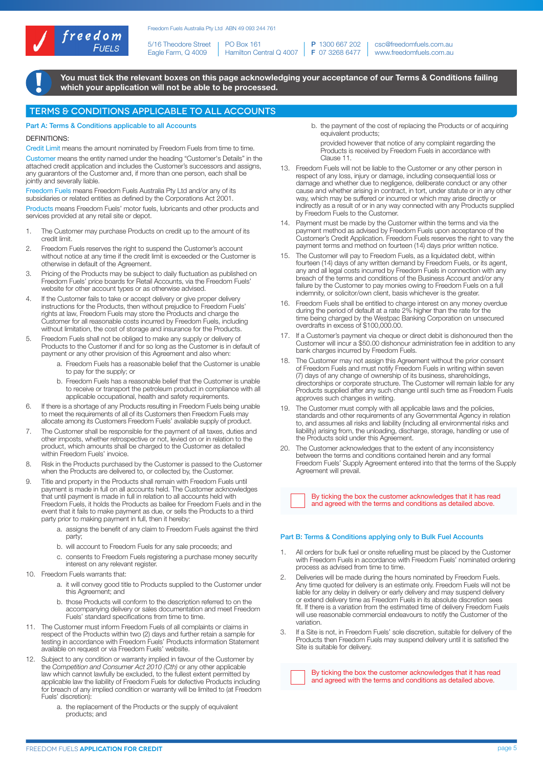Freedom Fuels Australia Pty Ltd ABN 49 093 244 761

5/16 Theodore Street, Eagle Farm, Q 4009 | PO Box 161, Hamilton Central Q 4007 | P 1300 667 202 F 07 3268 6477 | csc@freedomfuels.com.au www.freedomfuels.com.au

**You must tick the relevant boxes on this page acknowledging your acceptance of our Terms & Conditions failing which your application will not be able to be processed.**

## TERMS & CONDITIONS APPLICABLE TO ALL ACCOUNTS

### Part A: Terms & Conditions applicable to all Accounts

DEFINITIONS:

Credit Limit means the amount nominated by Freedom Fuels from time to time.

Customer means the entity named under the heading "Customer's Details" in the attached credit application and includes the Customer's successors and assigns, any guarantors of the Customer and, if more than one person, each shall be jointly and severally liable.

Freedom Fuels means Freedom Fuels Australia Pty Ltd and/or any of its subsidiaries or related entities as defined by the Corporations Act 2001.

Products means Freedom Fuels' motor fuels, lubricants and other products and services provided at any retail site or depot.

1. The Customer may purchase Products on credit up to the amount of its credit limit.
2. Freedom Fuels reserves the right to suspend the Customer's account without notice at any time if the credit limit is exceeded or the Customer is otherwise in default of the Agreement.
3. Pricing of the Products may be subject to daily fluctuation as published on Freedom Fuels' price boards for Retail Accounts, via the Freedom Fuels' website for other account types or as otherwise advised.
4. If the Customer fails to take or accept delivery or give proper delivery instructions for the Products, then without prejudice to Freedom Fuels' rights at law, Freedom Fuels may store the Products and charge the Customer for all reasonable costs incurred by Freedom Fuels, including without limitation, the cost of storage and insurance for the Products.
5. Freedom Fuels shall not be obliged to make any supply or delivery of Products to the Customer if and for so long as the Customer is in default of payment or any other provision of this Agreement and also when:
   a. Freedom Fuels has a reasonable belief that the Customer is unable to pay for the supply; or
   b. Freedom Fuels has a reasonable belief that the Customer is unable to receive or transport the petroleum product in compliance with all applicable occupational, health and safety requirements.
6. If there is a shortage of any Products resulting in Freedom Fuels being unable to meet the requirements of all of its Customers then Freedom Fuels may allocate among its Customers Freedom Fuels' available supply of product.
7. The Customer shall be responsible for the payment of all taxes, duties and other imposts, whether retrospective or not, levied on or in relation to the product, which amounts shall be charged to the Customer as detailed within Freedom Fuels' invoice.
8. Risk in the Products purchased by the Customer is passed to the Customer when the Products are delivered to, or collected by, the Customer.
9. Title and property in the Products shall remain with Freedom Fuels until payment is made in full on all accounts held. The Customer acknowledges that until payment is made in full in relation to all accounts held with Freedom Fuels, it holds the Products as bailee for Freedom Fuels and in the event that it fails to make payment as due, or sells the Products to a third party prior to making payment in full, then it hereby:
   a. assigns the benefit of any claim to Freedom Fuels against the third party;
   b. will account to Freedom Fuels for any sale proceeds; and
   c. consents to Freedom Fuels registering a purchase money security interest on any relevant register.
10. Freedom Fuels warrants that:
    a. it will convey good title to Products supplied to the Customer under this Agreement; and
    b. those Products will conform to the description referred to on the accompanying delivery or sales documentation and meet Freedom Fuels' standard specifications from time to time.
11. The Customer must inform Freedom Fuels of all complaints or claims in respect of the Products within two (2) days and further retain a sample for testing in accordance with Freedom Fuels' Products information Statement available on request or via Freedom Fuels' website.
12. Subject to any condition or warranty implied in favour of the Customer by the *Competition and Consumer Act 2010 (Cth)* or any other applicable law which cannot lawfully be excluded, to the fullest extent permitted by applicable law the liability of Freedom Fuels for defective Products including for breach of any implied condition or warranty will be limited to (at Freedom Fuels' discretion):
    a. the replacement of the Products or the supply of equivalent products; and
    b. the payment of the cost of replacing the Products or of acquiring equivalent products;

    provided however that notice of any complaint regarding the Products is received by Freedom Fuels in accordance with Clause 11.
13. Freedom Fuels will not be liable to the Customer or any other person in respect of any loss, injury or damage, including consequential loss or damage and whether due to negligence, deliberate conduct or any other cause and whether arising in contract, in tort, under statute or in any other way, which may be suffered or incurred or which may arise directly or indirectly as a result of or in any way connected with any Products supplied by Freedom Fuels to the Customer.
14. Payment must be made by the Customer within the terms and via the payment method as advised by Freedom Fuels upon acceptance of the Customer's Credit Application. Freedom Fuels reserves the right to vary the payment terms and method on fourteen (14) days prior written notice.
15. The Customer will pay to Freedom Fuels, as a liquidated debt, within fourteen (14) days of any written demand by Freedom Fuels, or its agent, any and all legal costs incurred by Freedom Fuels in connection with any breach of the terms and conditions of the Business Account and/or any failure by the Customer to pay monies owing to Freedom Fuels on a full indemnity, or solicitor/own client, basis whichever is the greater.
16. Freedom Fuels shall be entitled to charge interest on any money overdue during the period of default at a rate 2% higher than the rate for the time being charged by the Westpac Banking Corporation on unsecured overdrafts in excess of $100,000.00.
17. If a Customer's payment via cheque or direct debit is dishonoured then the Customer will incur a $50.00 dishonour administration fee in addition to any bank charges incurred by Freedom Fuels.
18. The Customer may not assign this Agreement without the prior consent of Freedom Fuels and must notify Freedom Fuels in writing within seven (7) days of any change of ownership of its business, shareholdings, directorships or corporate structure. The Customer will remain liable for any Products supplied after any such change until such time as Freedom Fuels approves such changes in writing.
19. The Customer must comply with all applicable laws and the policies, standards and other requirements of any Governmental Agency in relation to, and assumes all risks and liability (including all environmental risks and liability) arising from, the unloading, discharge, storage, handling or use of the Products sold under this Agreement.
20. The Customer acknowledges that to the extent of any inconsistency between the terms and conditions contained herein and any formal Freedom Fuels' Supply Agreement entered into that the terms of the Supply Agreement will prevail.

☐ By ticking the box the customer acknowledges that it has read and agreed with the terms and conditions as detailed above.

### Part B: Terms & Conditions applying only to Bulk Fuel Accounts

1. All orders for bulk fuel or onsite refuelling must be placed by the Customer with Freedom Fuels in accordance with Freedom Fuels' nominated ordering process as advised from time to time.
2. Deliveries will be made during the hours nominated by Freedom Fuels. Any time quoted for delivery is an estimate only. Freedom Fuels will not be liable for any delay in delivery or early delivery and may suspend delivery or extend delivery time as Freedom Fuels in its absolute discretion sees fit. If there is a variation from the estimated time of delivery Freedom Fuels will use reasonable commercial endeavours to notify the Customer of the variation.
3. If a Site is not, in Freedom Fuels' sole discretion, suitable for delivery of the Products then Freedom Fuels may suspend delivery until it is satisfied the Site is suitable for delivery.

☐ By ticking the box the customer acknowledges that it has read and agreed with the terms and conditions as detailed above.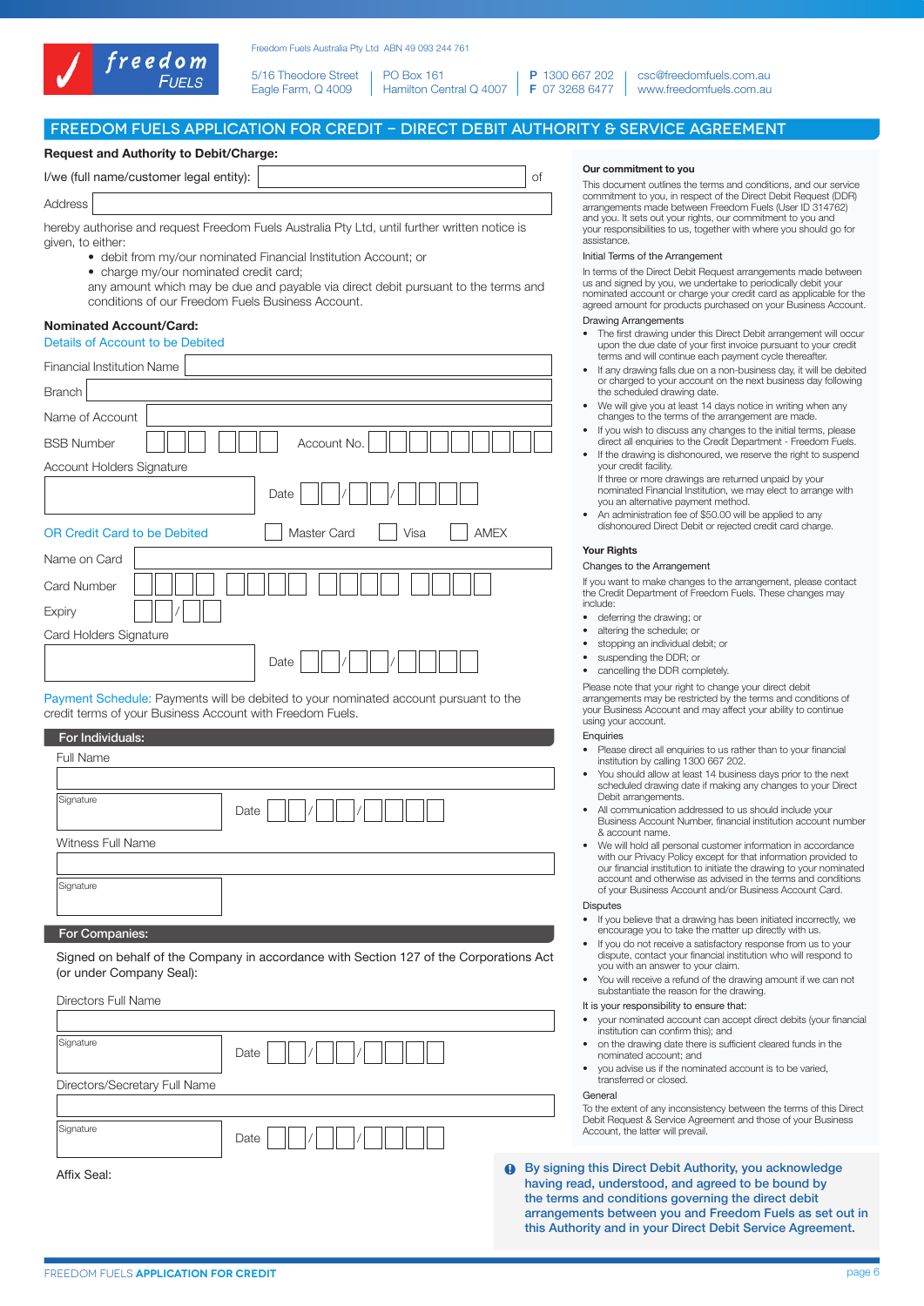freedom FUELS

Freedom Fuels Australia Pty Ltd ABN 49 093 244 761

5/16 Theodore Street
Eagle Farm, Q 4009

PO Box 161
Hamilton Central Q 4007

P 1300 667 202
F 07 3268 6477

csc@freedomfuels.com.au
www.freedomfuels.com.au

# FREEDOM FUELS APPLICATION FOR CREDIT – DIRECT DEBIT AUTHORITY & SERVICE AGREEMENT

**Request and Authority to Debit/Charge:**

I/we (full name/customer legal entity): ______________________ of

Address ______________________

hereby authorise and request Freedom Fuels Australia Pty Ltd, until further written notice is given, to either:

- debit from my/our nominated Financial Institution Account; or
- charge my/our nominated credit card;

any amount which may be due and payable via direct debit pursuant to the terms and conditions of our Freedom Fuels Business Account.

**Nominated Account/Card:**

Details of Account to be Debited

Financial Institution Name ______________________

Branch ______________________

Name of Account ______________________

BSB Number ☐☐☐ ☐☐☐ Account No. ☐☐☐☐☐☐☐☐☐

Account Holders Signature ______________________ Date ☐☐/☐☐/☐☐☐☐

OR Credit Card to be Debited ☐ Master Card ☐ Visa ☐ AMEX

Name on Card ______________________

Card Number ☐☐☐☐ ☐☐☐☐ ☐☐☐☐ ☐☐☐☐

Expiry ☐☐/☐☐

Card Holders Signature ______________________ Date ☐☐/☐☐/☐☐☐☐

Payment Schedule: Payments will be debited to your nominated account pursuant to the credit terms of your Business Account with Freedom Fuels.

**For Individuals:**

Full Name ______________________

Signature ______________________ Date ☐☐/☐☐/☐☐☐☐

Witness Full Name ______________________

Signature ______________________

**For Companies:**

Signed on behalf of the Company in accordance with Section 127 of the Corporations Act (or under Company Seal):

Directors Full Name ______________________

Signature ______________________ Date ☐☐/☐☐/☐☐☐☐

Directors/Secretary Full Name ______________________

Signature ______________________ Date ☐☐/☐☐/☐☐☐☐

Affix Seal:

### Our commitment to you

This document outlines the terms and conditions, and our service commitment to you, in respect of the Direct Debit Request (DDR) arrangements made between Freedom Fuels (User ID 314762) and you. It sets out your rights, our commitment to you and your responsibilities to us, together with where you should go for assistance.

Initial Terms of the Arrangement

In terms of the Direct Debit Request arrangements made between us and signed by you, we undertake to periodically debit your nominated account or charge your credit card as applicable for the agreed amount for products purchased on your Business Account.

Drawing Arrangements

- The first drawing under this Direct Debit arrangement will occur upon the due date of your first invoice pursuant to your credit terms and will continue each payment cycle thereafter.
- If any drawing falls due on a non-business day, it will be debited or charged to your account on the next business day following the scheduled drawing date.
- We will give you at least 14 days notice in writing when any changes to the terms of the arrangement are made.
- If you wish to discuss any changes to the initial terms, please direct all enquiries to the Credit Department - Freedom Fuels.
- If the drawing is dishonoured, we reserve the right to suspend your credit facility.
  If three or more drawings are returned unpaid by your nominated Financial Institution, we may elect to arrange with you an alternative payment method.
- An administration fee of $50.00 will be applied to any dishonoured Direct Debit or rejected credit card charge.

### Your Rights

Changes to the Arrangement

If you want to make changes to the arrangement, please contact the Credit Department of Freedom Fuels. These changes may include:

- deferring the drawing; or
- altering the schedule; or
- stopping an individual debit; or
- suspending the DDR; or
- cancelling the DDR completely.

Please note that your right to change your direct debit arrangements may be restricted by the terms and conditions of your Business Account and may affect your ability to continue using your account.

Enquiries

- Please direct all enquiries to us rather than to your financial institution by calling 1300 667 202.
- You should allow at least 14 business days prior to the next scheduled drawing date if making any changes to your Direct Debit arrangements.
- All communication addressed to us should include your Business Account Number, financial institution account number & account name.
- We will hold all personal customer information in accordance with our Privacy Policy except for that information provided to our financial institution to initiate the drawing to your nominated account and otherwise as advised in the terms and conditions of your Business Account and/or Business Account Card.

Disputes

- If you believe that a drawing has been initiated incorrectly, we encourage you to take the matter up directly with us.
- If you do not receive a satisfactory response from us to your dispute, contact your financial institution who will respond to you with an answer to your claim.
- You will receive a refund of the drawing amount if we can not substantiate the reason for the drawing.

It is your responsibility to ensure that:

- your nominated account can accept direct debits (your financial institution can confirm this); and
- on the drawing date there is sufficient cleared funds in the nominated account; and
- you advise us if the nominated account is to be varied, transferred or closed.

General

To the extent of any inconsistency between the terms of this Direct Debit Request & Service Agreement and those of your Business Account, the latter will prevail.

**By signing this Direct Debit Authority, you acknowledge having read, understood, and agreed to be bound by the terms and conditions governing the direct debit arrangements between you and Freedom Fuels as set out in this Authority and in your Direct Debit Service Agreement.**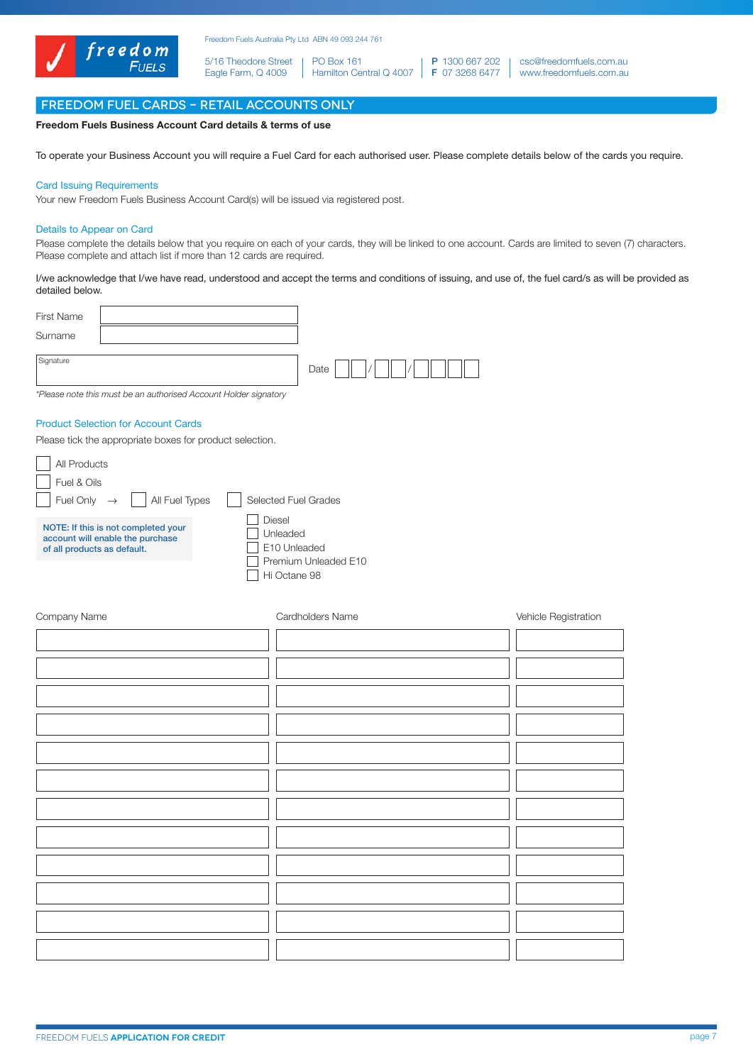Freedom Fuels Australia Pty Ltd ABN 49 093 244 761

5/16 Theodore Street
Eagle Farm, Q 4009

PO Box 161
Hamilton Central Q 4007

**P** 1300 667 202
**F** 07 3268 6477

csc@freedomfuels.com.au
www.freedomfuels.com.au

## FREEDOM FUEL CARDS – RETAIL ACCOUNTS ONLY

**Freedom Fuels Business Account Card details & terms of use**

To operate your Business Account you will require a Fuel Card for each authorised user. Please complete details below of the cards you require.

### Card Issuing Requirements

Your new Freedom Fuels Business Account Card(s) will be issued via registered post.

### Details to Appear on Card

Please complete the details below that you require on each of your cards, they will be linked to one account. Cards are limited to seven (7) characters. Please complete and attach list if more than 12 cards are required.

I/we acknowledge that I/we have read, understood and accept the terms and conditions of issuing, and use of, the fuel card/s as will be provided as detailed below.

First Name ____________________

Surname ____________________

Signature ____________________ Date __ __ / __ __ / __ __ __ __

*\*Please note this must be an authorised Account Holder signatory*

### Product Selection for Account Cards

Please tick the appropriate boxes for product selection.

- ☐ All Products
- ☐ Fuel & Oils
- ☐ Fuel Only → ☐ All Fuel Types ☐ Selected Fuel Grades
  - ☐ Diesel
  - ☐ Unleaded
  - ☐ E10 Unleaded
  - ☐ Premium Unleaded E10
  - ☐ Hi Octane 98

**NOTE: If this is not completed your account will enable the purchase of all products as default.**

| Company Name | Cardholders Name | Vehicle Registration |
|---|---|---|
| | | |
| | | |
| | | |
| | | |
| | | |
| | | |
| | | |
| | | |
| | | |
| | | |
| | | |
| | | |

FREEDOM FUELS **APPLICATION FOR CREDIT**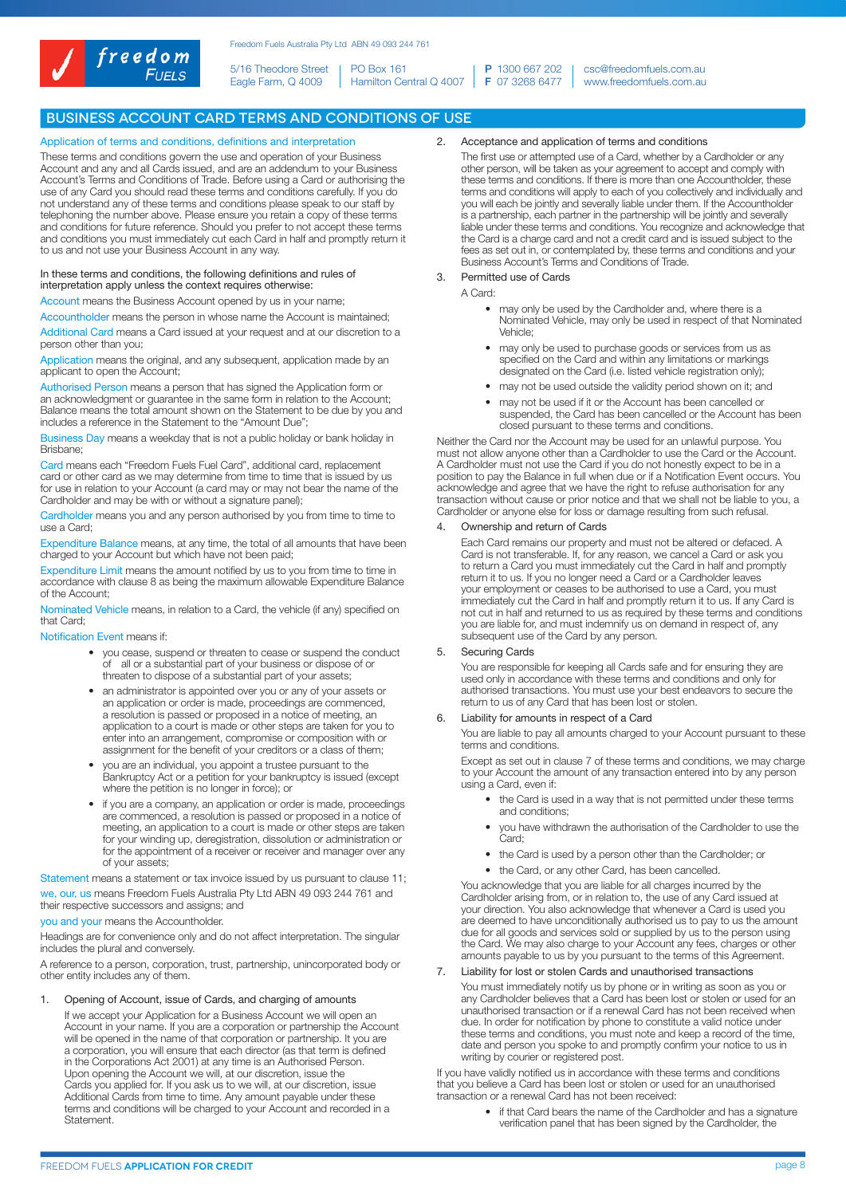Freedom Fuels Australia Pty Ltd ABN 49 093 244 761

5/16 Theodore Street
Eagle Farm, Q 4009

PO Box 161
Hamilton Central Q 4007

P 1300 667 202
F 07 3268 6477

csc@freedomfuels.com.au
www.freedomfuels.com.au

# BUSINESS ACCOUNT CARD TERMS AND CONDITIONS OF USE

## Application of terms and conditions, definitions and interpretation

These terms and conditions govern the use and operation of your Business Account and any and all Cards issued, and are an addendum to your Business Account's Terms and Conditions of Trade. Before using a Card or authorising the use of any Card you should read these terms and conditions carefully. If you do not understand any of these terms and conditions please speak to our staff by telephoning the number above. Please ensure you retain a copy of these terms and conditions for future reference. Should you prefer to not accept these terms and conditions you must immediately cut each Card in half and promptly return it to us and not use your Business Account in any way.

In these terms and conditions, the following definitions and rules of interpretation apply unless the context requires otherwise:

Account means the Business Account opened by us in your name;

Accountholder means the person in whose name the Account is maintained;

Additional Card means a Card issued at your request and at our discretion to a person other than you;

Application means the original, and any subsequent, application made by an applicant to open the Account;

Authorised Person means a person that has signed the Application form or an acknowledgment or guarantee in the same form in relation to the Account; Balance means the total amount shown on the Statement to be due by you and includes a reference in the Statement to the "Amount Due";

Business Day means a weekday that is not a public holiday or bank holiday in Brisbane;

Card means each "Freedom Fuels Fuel Card", additional card, replacement card or other card as we may determine from time to time that is issued by us for use in relation to your Account (a card may or may not bear the name of the Cardholder and may be with or without a signature panel);

Cardholder means you and any person authorised by you from time to time to use a Card;

Expenditure Balance means, at any time, the total of all amounts that have been charged to your Account but which have not been paid;

Expenditure Limit means the amount notified by us to you from time to time in accordance with clause 8 as being the maximum allowable Expenditure Balance of the Account;

Nominated Vehicle means, in relation to a Card, the vehicle (if any) specified on that Card;

Notification Event means if:

- you cease, suspend or threaten to cease or suspend the conduct of all or a substantial part of your business or dispose of or threaten to dispose of a substantial part of your assets;
- an administrator is appointed over you or any of your assets or an application or order is made, proceedings are commenced, a resolution is passed or proposed in a notice of meeting, an application to a court is made or other steps are taken for you to enter into an arrangement, compromise or composition with or assignment for the benefit of your creditors or a class of them;
- you are an individual, you appoint a trustee pursuant to the Bankruptcy Act or a petition for your bankruptcy is issued (except where the petition is no longer in force); or
- if you are a company, an application or order is made, proceedings are commenced, a resolution is passed or proposed in a notice of meeting, an application to a court is made or other steps are taken for your winding up, deregistration, dissolution or administration or for the appointment of a receiver or receiver and manager over any of your assets;

Statement means a statement or tax invoice issued by us pursuant to clause 11;

we, our, us means Freedom Fuels Australia Pty Ltd ABN 49 093 244 761 and their respective successors and assigns; and

you and your means the Accountholder.

Headings are for convenience only and do not affect interpretation. The singular includes the plural and conversely.

A reference to a person, corporation, trust, partnership, unincorporated body or other entity includes any of them.

1. Opening of Account, issue of Cards, and charging of amounts

   If we accept your Application for a Business Account we will open an Account in your name. If you are a corporation or partnership the Account will be opened in the name of that corporation or partnership. It you are a corporation, you will ensure that each director (as that term is defined in the Corporations Act 2001) at any time is an Authorised Person. Upon opening the Account we will, at our discretion, issue the Cards you applied for. If you ask us to we will, at our discretion, issue Additional Cards from time to time. Any amount payable under these terms and conditions will be charged to your Account and recorded in a Statement.

2. Acceptance and application of terms and conditions

   The first use or attempted use of a Card, whether by a Cardholder or any other person, will be taken as your agreement to accept and comply with these terms and conditions. If there is more than one Accountholder, these terms and conditions will apply to each of you collectively and individually and you will each be jointly and severally liable under them. If the Accountholder is a partnership, each partner in the partnership will be jointly and severally liable under these terms and conditions. You recognize and acknowledge that the Card is a charge card and not a credit card and is issued subject to the fees as set out in, or contemplated by, these terms and conditions and your Business Account's Terms and Conditions of Trade.

3. Permitted use of Cards

   A Card:

   - may only be used by the Cardholder and, where there is a Nominated Vehicle, may only be used in respect of that Nominated Vehicle;
   - may only be used to purchase goods or services from us as specified on the Card and within any limitations or markings designated on the Card (i.e. listed vehicle registration only);
   - may not be used outside the validity period shown on it; and
   - may not be used if it or the Account has been cancelled or suspended, the Card has been cancelled or the Account has been closed pursuant to these terms and conditions.

Neither the Card nor the Account may be used for an unlawful purpose. You must not allow anyone other than a Cardholder to use the Card or the Account. A Cardholder must not use the Card if you do not honestly expect to be in a position to pay the Balance in full when due or if a Notification Event occurs. You acknowledge and agree that we have the right to refuse authorisation for any transaction without cause or prior notice and that we shall not be liable to you, a Cardholder or anyone else for loss or damage resulting from such refusal.

4. Ownership and return of Cards

   Each Card remains our property and must not be altered or defaced. A Card is not transferable. If, for any reason, we cancel a Card or ask you to return a Card you must immediately cut the Card in half and promptly return it to us. If you no longer need a Card or a Cardholder leaves your employment or ceases to be authorised to use a Card, you must immediately cut the Card in half and promptly return it to us. If any Card is not cut in half and returned to us as required by these terms and conditions you are liable for, and must indemnify us on demand in respect of, any subsequent use of the Card by any person.

5. Securing Cards

   You are responsible for keeping all Cards safe and for ensuring they are used only in accordance with these terms and conditions and only for authorised transactions. You must use your best endeavors to secure the return to us of any Card that has been lost or stolen.

6. Liability for amounts in respect of a Card

   You are liable to pay all amounts charged to your Account pursuant to these terms and conditions.

   Except as set out in clause 7 of these terms and conditions, we may charge to your Account the amount of any transaction entered into by any person using a Card, even if:

   - the Card is used in a way that is not permitted under these terms and conditions;
   - you have withdrawn the authorisation of the Cardholder to use the Card;
   - the Card is used by a person other than the Cardholder; or
   - the Card, or any other Card, has been cancelled.

   You acknowledge that you are liable for all charges incurred by the Cardholder arising from, or in relation to, the use of any Card issued at your direction. You also acknowledge that whenever a Card is used you are deemed to have unconditionally authorised us to pay to us the amount due for all goods and services sold or supplied by us to the person using the Card. We may also charge to your Account any fees, charges or other amounts payable to us by you pursuant to the terms of this Agreement.

7. Liability for lost or stolen Cards and unauthorised transactions

   You must immediately notify us by phone or in writing as soon as you or any Cardholder believes that a Card has been lost or stolen or used for an unauthorised transaction or if a renewal Card has not been received when due. In order for notification by phone to constitute a valid notice under these terms and conditions, you must note and keep a record of the time, date and person you spoke to and promptly confirm your notice to us in writing by courier or registered post.

If you have validly notified us in accordance with these terms and conditions that you believe a Card has been lost or stolen or used for an unauthorised transaction or a renewal Card has not been received:

- if that Card bears the name of the Cardholder and has a signature verification panel that has been signed by the Cardholder, the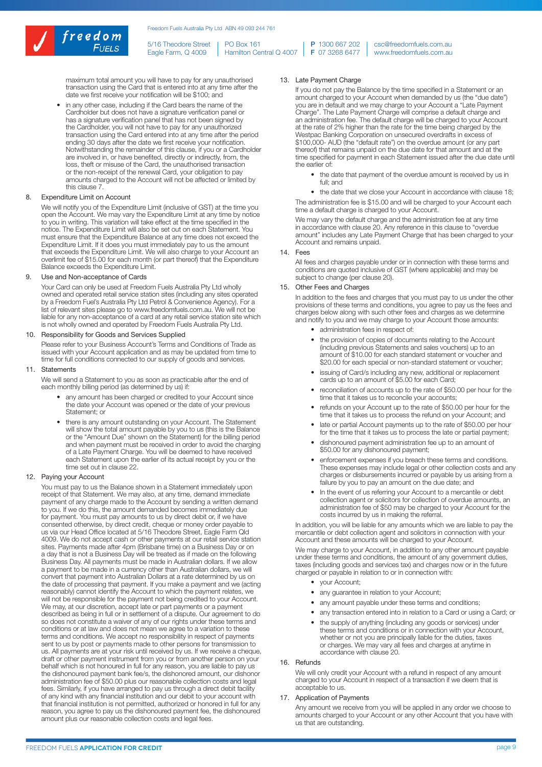maximum total amount you will have to pay for any unauthorised transaction using the Card that is entered into at any time after the date we first receive your notification will be $100; and

- in any other case, including if the Card bears the name of the Cardholder but does not have a signature verification panel or has a signature verification panel that has not been signed by the Cardholder, you will not have to pay for any unauthorized transaction using the Card entered into at any time after the period ending 30 days after the date we first receive your notification. Notwithstanding the remainder of this clause, if you or a Cardholder are involved in, or have benefited, directly or indirectly, from, the loss, theft or misuse of the Card, the unauthorised transaction or the non-receipt of the renewal Card, your obligation to pay amounts charged to the Account will not be affected or limited by this clause 7.

8. Expenditure Limit on Account

We will notify you of the Expenditure Limit (inclusive of GST) at the time you open the Account. We may vary the Expenditure Limit at any time by notice to you in writing. This variation will take effect at the time specified in the notice. The Expenditure Limit will also be set out on each Statement. You must ensure that the Expenditure Balance at any time does not exceed the Expenditure Limit. If it does you must immediately pay to us the amount that exceeds the Expenditure Limit. We will also charge to your Account an overlimit fee of $15.00 for each month (or part thereof) that the Expenditure Balance exceeds the Expenditure Limit.

9. Use and Non-acceptance of Cards

Your Card can only be used at Freedom Fuels Australia Pty Ltd wholly owned and operated retail service station sites (including any sites operated by a Freedom Fuel's Australia Pty Ltd Petrol & Convenience Agency). For a list of relevant sites please go to www.freedomfuels.com.au. We will not be liable for any non-acceptance of a card at any retail service station site which is not wholly owned and operated by Freedom Fuels Australia Pty Ltd.

10. Responsibility for Goods and Services Supplied

Please refer to your Business Account's Terms and Conditions of Trade as issued with your Account application and as may be updated from time to time for full conditions connected to our supply of goods and services.

11. Statements

We will send a Statement to you as soon as practicable after the end of each monthly billing period (as determined by us) if:

- any amount has been charged or credited to your Account since the date your Account was opened or the date of your previous Statement; or
- there is any amount outstanding on your Account. The Statement will show the total amount payable by you to us (this is the Balance or the "Amount Due" shown on the Statement) for the billing period and when payment must be received in order to avoid the charging of a Late Payment Charge. You will be deemed to have received each Statement upon the earlier of its actual receipt by you or the time set out in clause 22.

12. Paying your Account

You must pay to us the Balance shown in a Statement immediately upon receipt of that Statement. We may also, at any time, demand immediate payment of any charge made to the Account by sending a written demand to you. If we do this, the amount demanded becomes immediately due for payment. You must pay amounts to us by direct debit or, if we have consented otherwise, by direct credit, cheque or money order payable to us via our Head Office located at 5/16 Theodore Street, Eagle Farm Qld 4009. We do not accept cash or other payments at our retail service station sites. Payments made after 4pm (Brisbane time) on a Business Day or on a day that is not a Business Day will be treated as if made on the following Business Day. All payments must be made in Australian dollars. If we allow a payment to be made in a currency other than Australian dollars, we will convert that payment into Australian Dollars at a rate determined by us on the date of processing that payment. If you make a payment and we (acting reasonably) cannot identify the Account to which the payment relates, we will not be responsible for the payment not being credited to your Account. We may, at our discretion, accept late or part payments or a payment described as being in full or in settlement of a dispute. Our agreement to do so does not constitute a waiver of any of our rights under these terms and conditions or at law and does not mean we agree to a variation to these terms and conditions. We accept no responsibility in respect of payments sent to us by post or payments made to other persons for transmission to us. All payments are at your risk until received by us. If we receive a cheque, draft or other payment instrument from you or from another person on your behalf which is not honoured in full for any reason, you are liable to pay us the dishonoured payment bank fee/s, the dishonoured amount, our dishonor administration fee of $50.00 plus our reasonable collection costs and legal fees. Similarly, if you have arranged to pay us through a direct debit facility of any kind with any financial institution and our debit to your account with that financial institution is not permitted, authorized or honored in full for any reason, you agree to pay us the dishonoured payment fee, the dishonoured amount plus our reasonable collection costs and legal fees.

13. Late Payment Charge

If you do not pay the Balance by the time specified in a Statement or an amount charged to your Account when demanded by us (the "due date") you are in default and we may charge to your Account a "Late Payment Charge". The Late Payment Charge will comprise a default charge and an administration fee. The default charge will be charged to your Account at the rate of 2% higher than the rate for the time being charged by the Westpac Banking Corporation on unsecured overdrafts in excess of $100,000- AUD (the "default rate") on the overdue amount (or any part thereof) that remains unpaid on the due date for that amount and at the time specified for payment in each Statement issued after the due date until the earlier of:

- the date that payment of the overdue amount is received by us in full; and
- the date that we close your Account in accordance with clause 18;

The administration fee is $15.00 and will be charged to your Account each time a default charge is charged to your Account.

We may vary the default charge and the administration fee at any time in accordance with clause 20. Any reference in this clause to "overdue amount" includes any Late Payment Charge that has been charged to your Account and remains unpaid.

14. Fees

All fees and charges payable under or in connection with these terms and conditions are quoted inclusive of GST (where applicable) and may be subject to change (per clause 20).

15. Other Fees and Charges

In addition to the fees and charges that you must pay to us under the other provisions of these terms and conditions, you agree to pay us the fees and charges below along with such other fees and charges as we determine and notify to you and we may charge to your Account those amounts:

- administration fees in respect of:
- the provision of copies of documents relating to the Account (including previous Statements and sales vouchers) up to an amount of $10.00 for each standard statement or voucher and $20.00 for each special or non-standard statement or voucher;
- issuing of Card/s including any new, additional or replacement cards up to an amount of $5.00 for each Card;
- reconciliation of accounts up to the rate of $50.00 per hour for the time that it takes us to reconcile your accounts;
- refunds on your Account up to the rate of $50.00 per hour for the time that it takes us to process the refund on your Account; and
- late or partial Account payments up to the rate of $50.00 per hour for the time that it takes us to process the late or partial payment;
- dishonoured payment administration fee up to an amount of $50.00 for any dishonoured payment;
- enforcement expenses if you breach these terms and conditions. These expenses may include legal or other collection costs and any charges or disbursements incurred or payable by us arising from a failure by you to pay an amount on the due date; and
- In the event of us referring your Account to a mercantile or debt collection agent or solicitors for collection of overdue amounts, an administration fee of $50 may be charged to your Account for the costs incurred by us in making the referral.

In addition, you will be liable for any amounts which we are liable to pay the mercantile or debt collection agent and solicitors in connection with your Account and these amounts will be charged to your Account.

We may charge to your Account, in addition to any other amount payable under these terms and conditions, the amount of any government duties, taxes (including goods and services tax) and charges now or in the future charged or payable in relation to or in connection with:

- your Account;
- any guarantee in relation to your Account;
- any amount payable under these terms and conditions;
- any transaction entered into in relation to a Card or using a Card; or
- the supply of anything (including any goods or services) under these terms and conditions or in connection with your Account, whether or not you are principally liable for the duties, taxes or charges. We may vary all fees and charges at anytime in accordance with clause 20.

16. Refunds

We will only credit your Account with a refund in respect of any amount charged to your Account in respect of a transaction if we deem that is acceptable to us.

17. Application of Payments

Any amount we receive from you will be applied in any order we choose to amounts charged to your Account or any other Account that you have with us that are outstanding.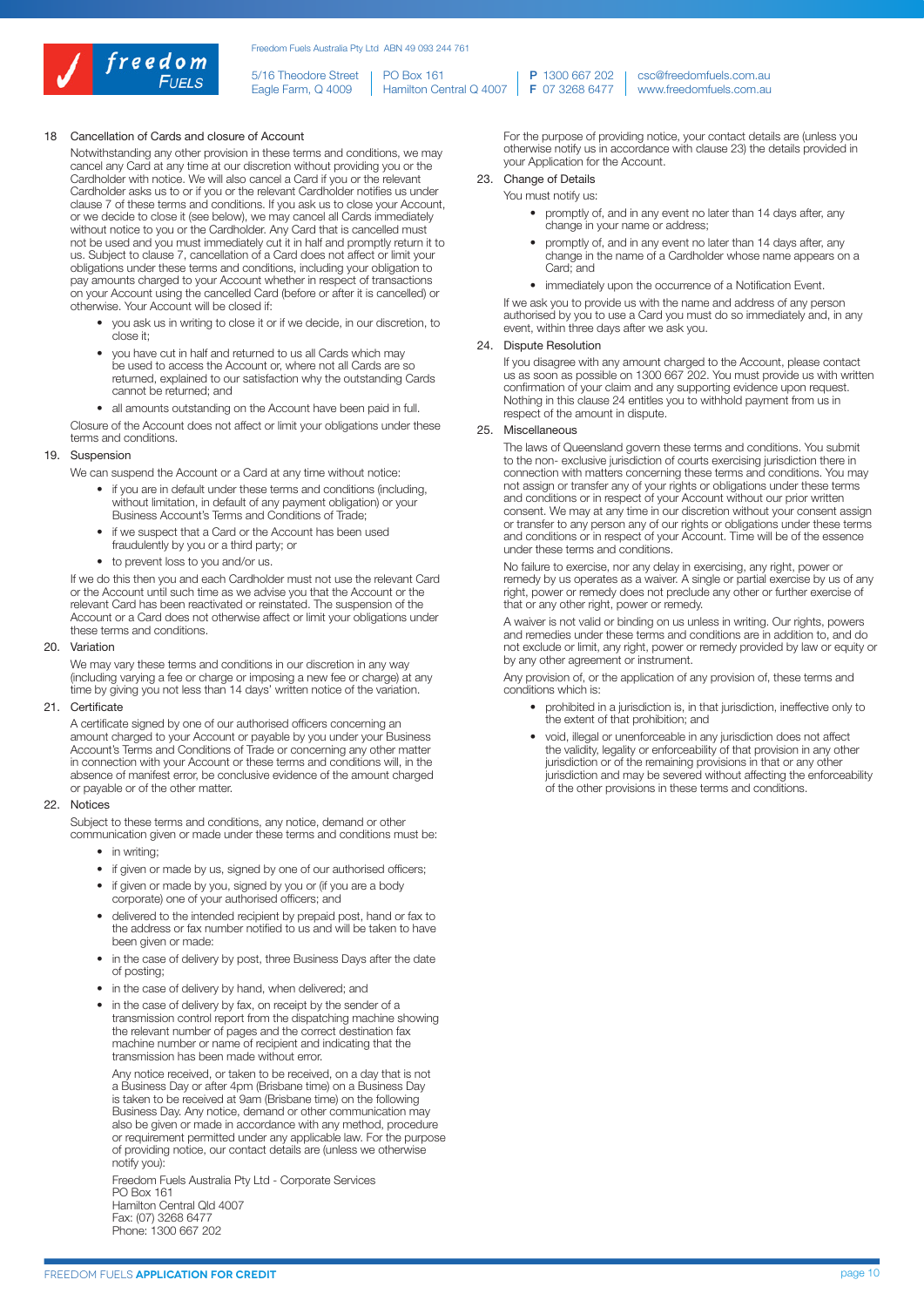## 18 Cancellation of Cards and closure of Account

Notwithstanding any other provision in these terms and conditions, we may cancel any Card at any time at our discretion without providing you or the Cardholder with notice. We will also cancel a Card if you or the relevant Cardholder asks us to or if you or the relevant Cardholder notifies us under clause 7 of these terms and conditions. If you ask us to close your Account, or we decide to close it (see below), we may cancel all Cards immediately without notice to you or the Cardholder. Any Card that is cancelled must not be used and you must immediately cut it in half and promptly return it to us. Subject to clause 7, cancellation of a Card does not affect or limit your obligations under these terms and conditions, including your obligation to pay amounts charged to your Account whether in respect of transactions on your Account using the cancelled Card (before or after it is cancelled) or otherwise. Your Account will be closed if:

- you ask us in writing to close it or if we decide, in our discretion, to close it;
- you have cut in half and returned to us all Cards which may be used to access the Account or, where not all Cards are so returned, explained to our satisfaction why the outstanding Cards cannot be returned; and
- all amounts outstanding on the Account have been paid in full.

Closure of the Account does not affect or limit your obligations under these terms and conditions.

## 19. Suspension

We can suspend the Account or a Card at any time without notice:

- if you are in default under these terms and conditions (including, without limitation, in default of any payment obligation) or your Business Account's Terms and Conditions of Trade;
- if we suspect that a Card or the Account has been used fraudulently by you or a third party; or
- to prevent loss to you and/or us.

If we do this then you and each Cardholder must not use the relevant Card or the Account until such time as we advise you that the Account or the relevant Card has been reactivated or reinstated. The suspension of the Account or a Card does not otherwise affect or limit your obligations under these terms and conditions.

## 20. Variation

We may vary these terms and conditions in our discretion in any way (including varying a fee or charge or imposing a new fee or charge) at any time by giving you not less than 14 days' written notice of the variation.

## 21. Certificate

A certificate signed by one of our authorised officers concerning an amount charged to your Account or payable by you under your Business Account's Terms and Conditions of Trade or concerning any other matter in connection with your Account or these terms and conditions will, in the absence of manifest error, be conclusive evidence of the amount charged or payable or of the other matter.

## 22. Notices

Subject to these terms and conditions, any notice, demand or other communication given or made under these terms and conditions must be:

- in writing;
- if given or made by us, signed by one of our authorised officers;
- if given or made by you, signed by you or (if you are a body corporate) one of your authorised officers; and
- delivered to the intended recipient by prepaid post, hand or fax to the address or fax number notified to us and will be taken to have been given or made:
- in the case of delivery by post, three Business Days after the date of posting;
- in the case of delivery by hand, when delivered; and
- in the case of delivery by fax, on receipt by the sender of a transmission control report from the dispatching machine showing the relevant number of pages and the correct destination fax machine number or name of recipient and indicating that the transmission has been made without error.

  Any notice received, or taken to be received, on a day that is not a Business Day or after 4pm (Brisbane time) on a Business Day is taken to be received at 9am (Brisbane time) on the following Business Day. Any notice, demand or other communication may also be given or made in accordance with any method, procedure or requirement permitted under any applicable law. For the purpose of providing notice, our contact details are (unless we otherwise notify you):

  Freedom Fuels Australia Pty Ltd - Corporate Services
  PO Box 161
  Hamilton Central Qld 4007
  Fax: (07) 3268 6477
  Phone: 1300 667 202

For the purpose of providing notice, your contact details are (unless you otherwise notify us in accordance with clause 23) the details provided in your Application for the Account.

## 23. Change of Details

You must notify us:

- promptly of, and in any event no later than 14 days after, any change in your name or address;
- promptly of, and in any event no later than 14 days after, any change in the name of a Cardholder whose name appears on a Card; and
- immediately upon the occurrence of a Notification Event.

If we ask you to provide us with the name and address of any person authorised by you to use a Card you must do so immediately and, in any event, within three days after we ask you.

## 24. Dispute Resolution

If you disagree with any amount charged to the Account, please contact us as soon as possible on 1300 667 202. You must provide us with written confirmation of your claim and any supporting evidence upon request. Nothing in this clause 24 entitles you to withhold payment from us in respect of the amount in dispute.

## 25. Miscellaneous

The laws of Queensland govern these terms and conditions. You submit to the non- exclusive jurisdiction of courts exercising jurisdiction there in connection with matters concerning these terms and conditions. You may not assign or transfer any of your rights or obligations under these terms and conditions or in respect of your Account without our prior written consent. We may at any time in our discretion without your consent assign or transfer to any person any of our rights or obligations under these terms and conditions or in respect of your Account. Time will be of the essence under these terms and conditions.

No failure to exercise, nor any delay in exercising, any right, power or remedy by us operates as a waiver. A single or partial exercise by us of any right, power or remedy does not preclude any other or further exercise of that or any other right, power or remedy.

A waiver is not valid or binding on us unless in writing. Our rights, powers and remedies under these terms and conditions are in addition to, and do not exclude or limit, any right, power or remedy provided by law or equity or by any other agreement or instrument.

Any provision of, or the application of any provision of, these terms and conditions which is:

- prohibited in a jurisdiction is, in that jurisdiction, ineffective only to the extent of that prohibition; and
- void, illegal or unenforceable in any jurisdiction does not affect the validity, legality or enforceability of that provision in any other jurisdiction or of the remaining provisions in that or any other jurisdiction and may be severed without affecting the enforceability of the other provisions in these terms and conditions.